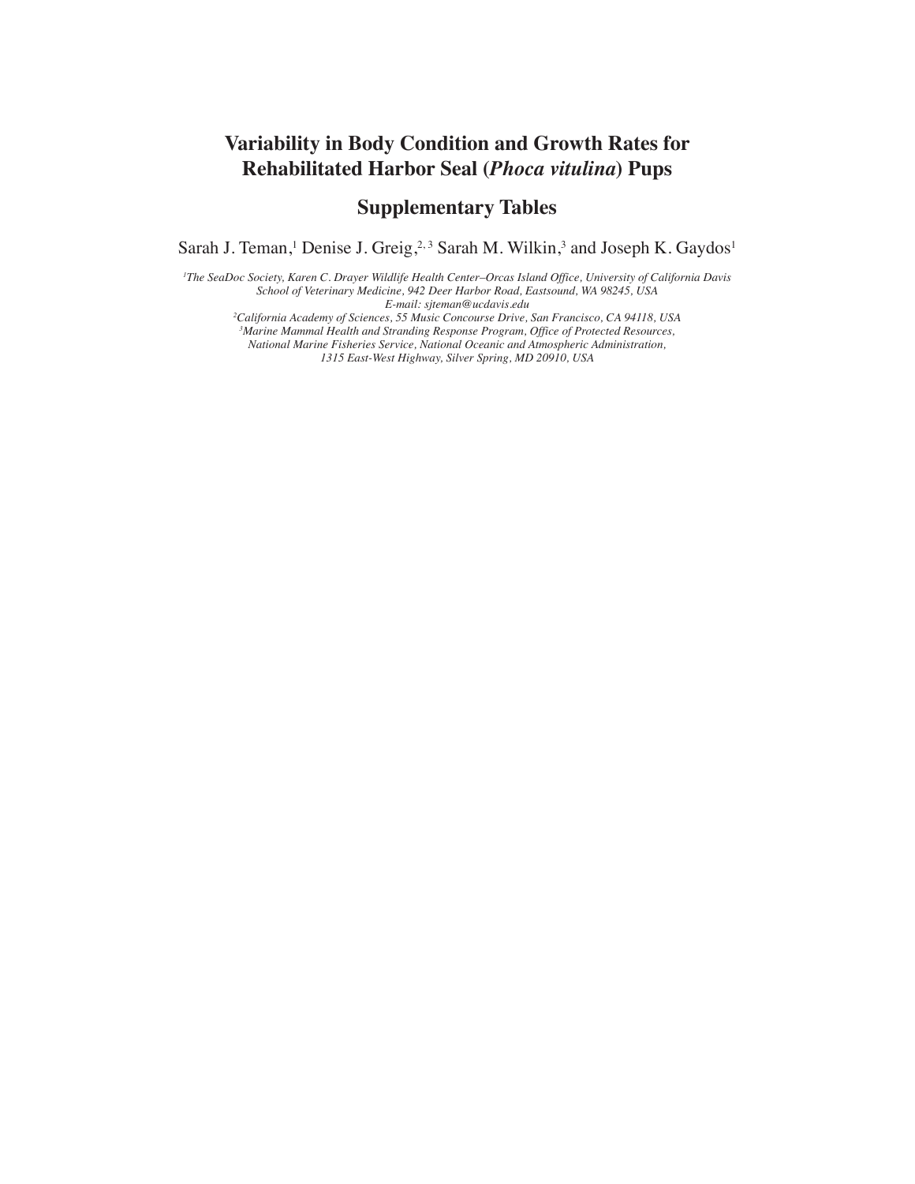# Variability in Body Condition and Growth Rates for Rehabilitated Harbor Seal (*Phoca vitulina*) Pups

## Supplementary Tables

Sarah J. Teman,[1] Denise J. Greig,[2,3] Sarah M. Wilkin,[3] and Joseph K. Gaydos[1]

*[1]The SeaDoc Society, Karen C. Drayer Wildlife Health Center–Orcas Island Office, University of California Davis School of Veterinary Medicine, 942 Deer Harbor Road, Eastsound, WA 98245, USA*
*E-mail: sjteman@ucdavis.edu*
*[2]California Academy of Sciences, 55 Music Concourse Drive, San Francisco, CA 94118, USA*
*[3]Marine Mammal Health and Stranding Response Program, Office of Protected Resources, National Marine Fisheries Service, National Oceanic and Atmospheric Administration, 1315 East-West Highway, Silver Spring, MD 20910, USA*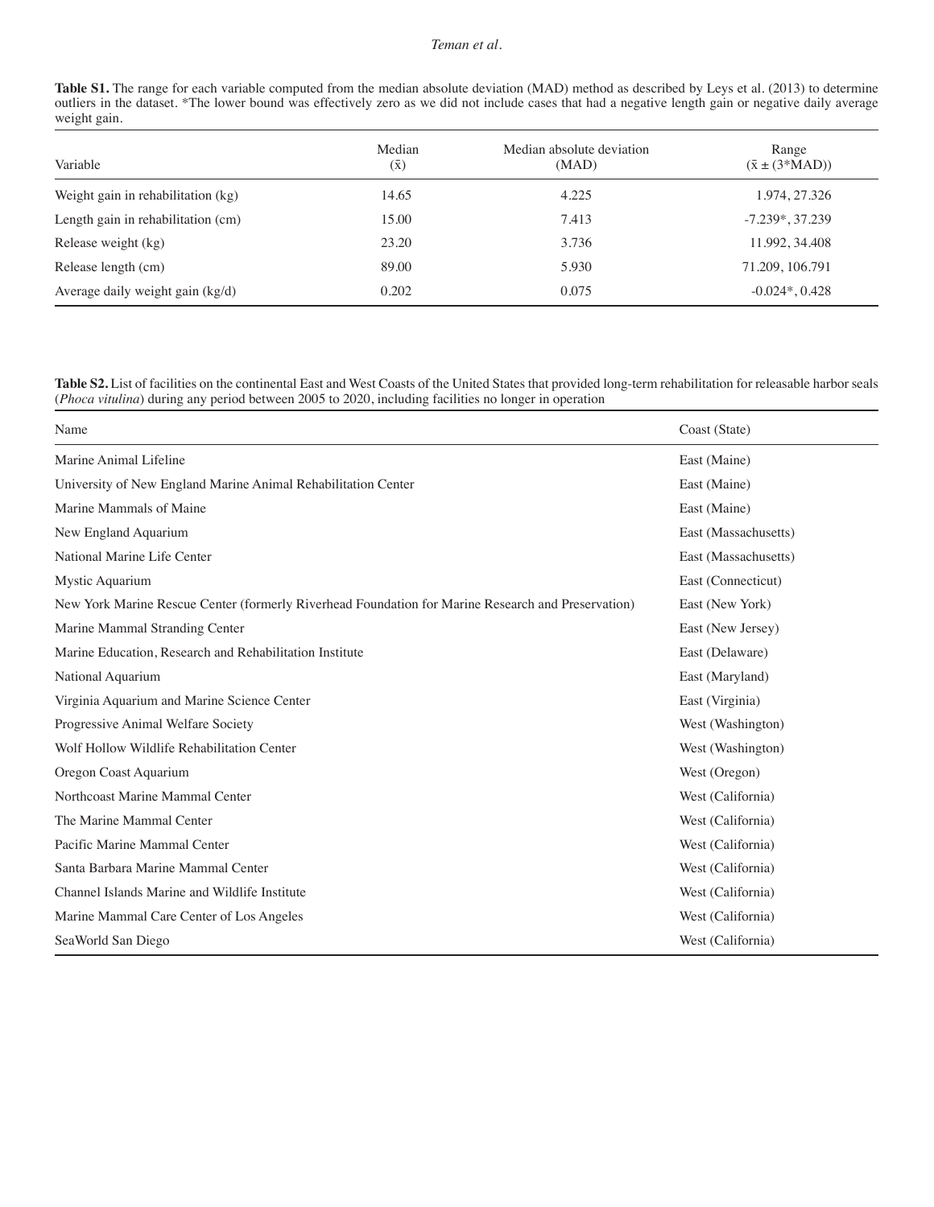**Table S1.** The range for each variable computed from the median absolute deviation (MAD) method as described by Leys et al. (2013) to determine outliers in the dataset. *The lower bound was effectively zero as we did not include cases that had a negative length gain or negative daily average weight gain.

| Variable | Median ($\tilde{x}$) | Median absolute deviation (MAD) | Range ($\tilde{x} \pm (3*\text{MAD})$) |
|---|---|---|---|
| Weight gain in rehabilitation (kg) | 14.65 | 4.225 | 1.974, 27.326 |
| Length gain in rehabilitation (cm) | 15.00 | 7.413 | -7.239*, 37.239 |
| Release weight (kg) | 23.20 | 3.736 | 11.992, 34.408 |
| Release length (cm) | 89.00 | 5.930 | 71.209, 106.791 |
| Average daily weight gain (kg/d) | 0.202 | 0.075 | -0.024*, 0.428 |

**Table S2.** List of facilities on the continental East and West Coasts of the United States that provided long-term rehabilitation for releasable harbor seals (*Phoca vitulina*) during any period between 2005 to 2020, including facilities no longer in operation

| Name | Coast (State) |
|---|---|
| Marine Animal Lifeline | East (Maine) |
| University of New England Marine Animal Rehabilitation Center | East (Maine) |
| Marine Mammals of Maine | East (Maine) |
| New England Aquarium | East (Massachusetts) |
| National Marine Life Center | East (Massachusetts) |
| Mystic Aquarium | East (Connecticut) |
| New York Marine Rescue Center (formerly Riverhead Foundation for Marine Research and Preservation) | East (New York) |
| Marine Mammal Stranding Center | East (New Jersey) |
| Marine Education, Research and Rehabilitation Institute | East (Delaware) |
| National Aquarium | East (Maryland) |
| Virginia Aquarium and Marine Science Center | East (Virginia) |
| Progressive Animal Welfare Society | West (Washington) |
| Wolf Hollow Wildlife Rehabilitation Center | West (Washington) |
| Oregon Coast Aquarium | West (Oregon) |
| Northcoast Marine Mammal Center | West (California) |
| The Marine Mammal Center | West (California) |
| Pacific Marine Mammal Center | West (California) |
| Santa Barbara Marine Mammal Center | West (California) |
| Channel Islands Marine and Wildlife Institute | West (California) |
| Marine Mammal Care Center of Los Angeles | West (California) |
| SeaWorld San Diego | West (California) |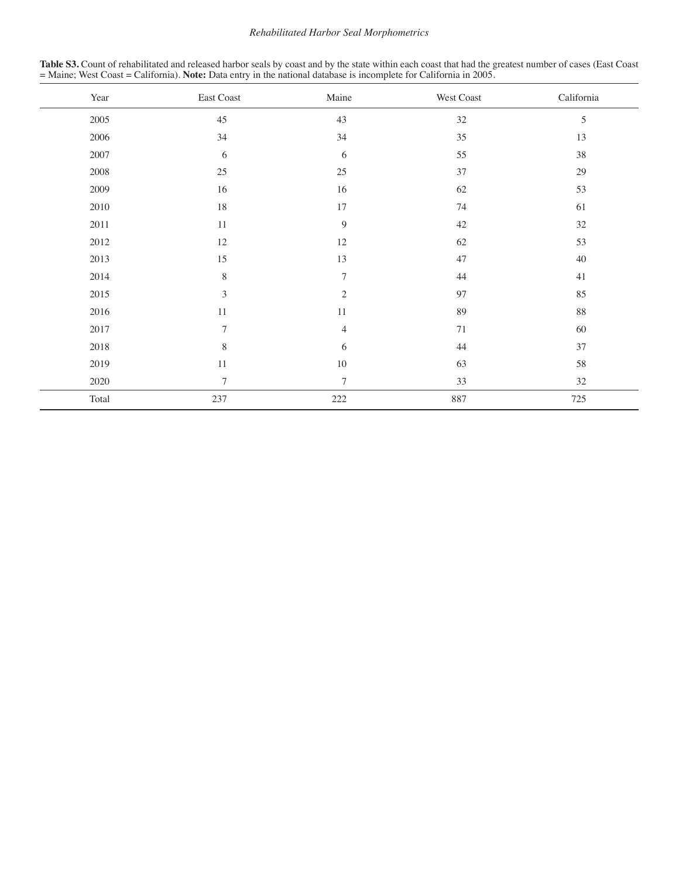**Table S3.** Count of rehabilitated and released harbor seals by coast and by the state within each coast that had the greatest number of cases (East Coast = Maine; West Coast = California). **Note:** Data entry in the national database is incomplete for California in 2005.

| Year | East Coast | Maine | West Coast | California |
|---|---|---|---|---|
| 2005 | 45 | 43 | 32 | 5 |
| 2006 | 34 | 34 | 35 | 13 |
| 2007 | 6 | 6 | 55 | 38 |
| 2008 | 25 | 25 | 37 | 29 |
| 2009 | 16 | 16 | 62 | 53 |
| 2010 | 18 | 17 | 74 | 61 |
| 2011 | 11 | 9 | 42 | 32 |
| 2012 | 12 | 12 | 62 | 53 |
| 2013 | 15 | 13 | 47 | 40 |
| 2014 | 8 | 7 | 44 | 41 |
| 2015 | 3 | 2 | 97 | 85 |
| 2016 | 11 | 11 | 89 | 88 |
| 2017 | 7 | 4 | 71 | 60 |
| 2018 | 8 | 6 | 44 | 37 |
| 2019 | 11 | 10 | 63 | 58 |
| 2020 | 7 | 7 | 33 | 32 |
| Total | 237 | 222 | 887 | 725 |